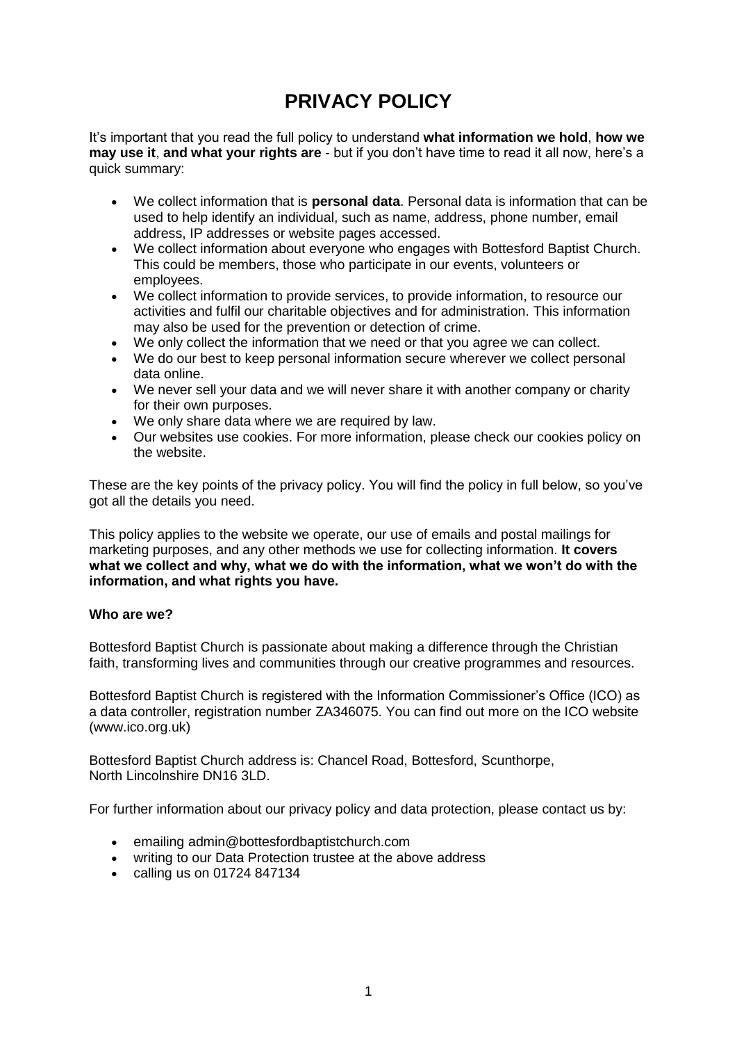# PRIVACY POLICY

It's important that you read the full policy to understand **what information we hold**, **how we may use it**, **and what your rights are** - but if you don't have time to read it all now, here's a quick summary:

- We collect information that is **personal data**. Personal data is information that can be used to help identify an individual, such as name, address, phone number, email address, IP addresses or website pages accessed.
- We collect information about everyone who engages with Bottesford Baptist Church. This could be members, those who participate in our events, volunteers or employees.
- We collect information to provide services, to provide information, to resource our activities and fulfil our charitable objectives and for administration. This information may also be used for the prevention or detection of crime.
- We only collect the information that we need or that you agree we can collect.
- We do our best to keep personal information secure wherever we collect personal data online.
- We never sell your data and we will never share it with another company or charity for their own purposes.
- We only share data where we are required by law.
- Our websites use cookies. For more information, please check our cookies policy on the website.

These are the key points of the privacy policy. You will find the policy in full below, so you've got all the details you need.

This policy applies to the website we operate, our use of emails and postal mailings for marketing purposes, and any other methods we use for collecting information. **It covers what we collect and why, what we do with the information, what we won't do with the information, and what rights you have.**

**Who are we?**

Bottesford Baptist Church is passionate about making a difference through the Christian faith, transforming lives and communities through our creative programmes and resources.

Bottesford Baptist Church is registered with the Information Commissioner's Office (ICO) as a data controller, registration number ZA346075. You can find out more on the ICO website (www.ico.org.uk)

Bottesford Baptist Church address is: Chancel Road, Bottesford, Scunthorpe, North Lincolnshire DN16 3LD.

For further information about our privacy policy and data protection, please contact us by:

- emailing admin@bottesfordbaptistchurch.com
- writing to our Data Protection trustee at the above address
- calling us on 01724 847134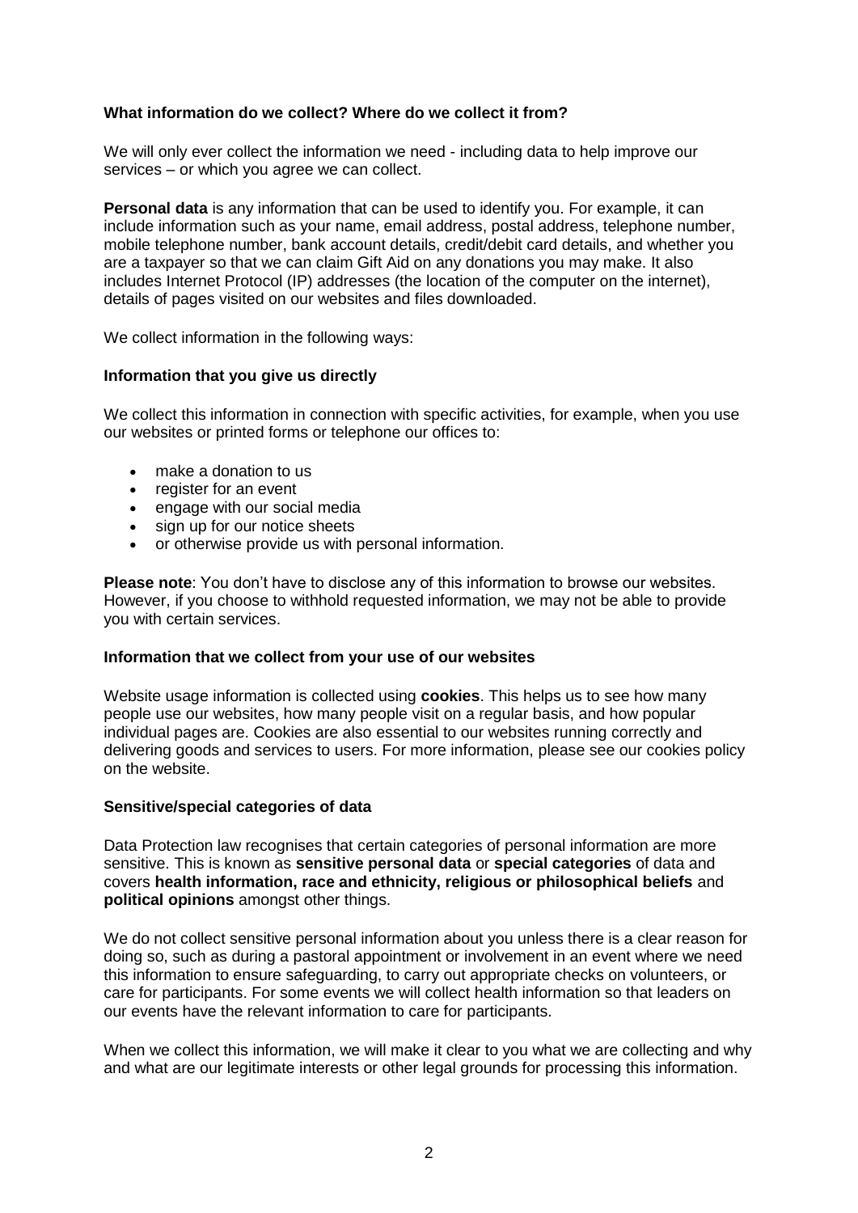### What information do we collect? Where do we collect it from?

We will only ever collect the information we need - including data to help improve our services – or which you agree we can collect.

**Personal data** is any information that can be used to identify you. For example, it can include information such as your name, email address, postal address, telephone number, mobile telephone number, bank account details, credit/debit card details, and whether you are a taxpayer so that we can claim Gift Aid on any donations you may make. It also includes Internet Protocol (IP) addresses (the location of the computer on the internet), details of pages visited on our websites and files downloaded.

We collect information in the following ways:

#### Information that you give us directly

We collect this information in connection with specific activities, for example, when you use our websites or printed forms or telephone our offices to:

- make a donation to us
- register for an event
- engage with our social media
- sign up for our notice sheets
- or otherwise provide us with personal information.

**Please note**: You don't have to disclose any of this information to browse our websites. However, if you choose to withhold requested information, we may not be able to provide you with certain services.

#### Information that we collect from your use of our websites

Website usage information is collected using **cookies**. This helps us to see how many people use our websites, how many people visit on a regular basis, and how popular individual pages are. Cookies are also essential to our websites running correctly and delivering goods and services to users. For more information, please see our cookies policy on the website.

#### Sensitive/special categories of data

Data Protection law recognises that certain categories of personal information are more sensitive. This is known as **sensitive personal data** or **special categories** of data and covers **health information, race and ethnicity, religious or philosophical beliefs** and **political opinions** amongst other things.

We do not collect sensitive personal information about you unless there is a clear reason for doing so, such as during a pastoral appointment or involvement in an event where we need this information to ensure safeguarding, to carry out appropriate checks on volunteers, or care for participants. For some events we will collect health information so that leaders on our events have the relevant information to care for participants.

When we collect this information, we will make it clear to you what we are collecting and why and what are our legitimate interests or other legal grounds for processing this information.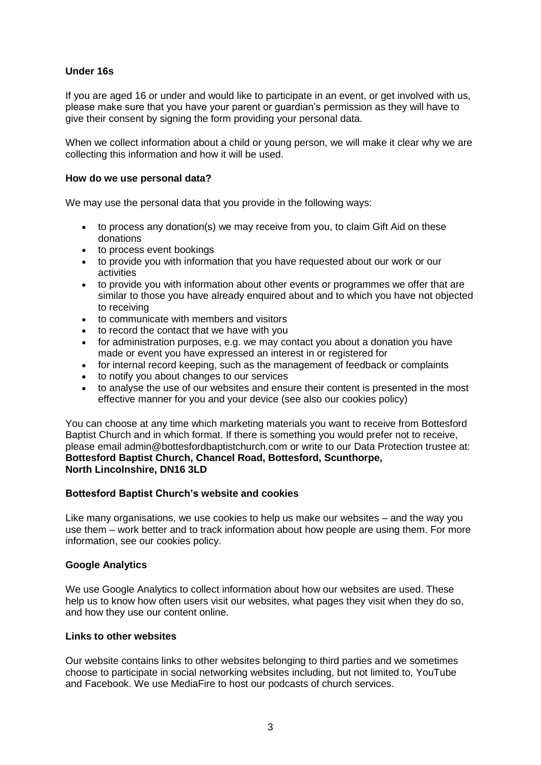**Under 16s**

If you are aged 16 or under and would like to participate in an event, or get involved with us, please make sure that you have your parent or guardian's permission as they will have to give their consent by signing the form providing your personal data.

When we collect information about a child or young person, we will make it clear why we are collecting this information and how it will be used.

**How do we use personal data?**

We may use the personal data that you provide in the following ways:

- to process any donation(s) we may receive from you, to claim Gift Aid on these donations
- to process event bookings
- to provide you with information that you have requested about our work or our activities
- to provide you with information about other events or programmes we offer that are similar to those you have already enquired about and to which you have not objected to receiving
- to communicate with members and visitors
- to record the contact that we have with you
- for administration purposes, e.g. we may contact you about a donation you have made or event you have expressed an interest in or registered for
- for internal record keeping, such as the management of feedback or complaints
- to notify you about changes to our services
- to analyse the use of our websites and ensure their content is presented in the most effective manner for you and your device (see also our cookies policy)

You can choose at any time which marketing materials you want to receive from Bottesford Baptist Church and in which format. If there is something you would prefer not to receive, please email admin@bottesfordbaptistchurch.com or write to our Data Protection trustee at:
**Bottesford Baptist Church, Chancel Road, Bottesford, Scunthorpe, North Lincolnshire, DN16 3LD**

**Bottesford Baptist Church's website and cookies**

Like many organisations, we use cookies to help us make our websites – and the way you use them – work better and to track information about how people are using them. For more information, see our cookies policy.

**Google Analytics**

We use Google Analytics to collect information about how our websites are used. These help us to know how often users visit our websites, what pages they visit when they do so, and how they use our content online.

**Links to other websites**

Our website contains links to other websites belonging to third parties and we sometimes choose to participate in social networking websites including, but not limited to, YouTube and Facebook. We use MediaFire to host our podcasts of church services.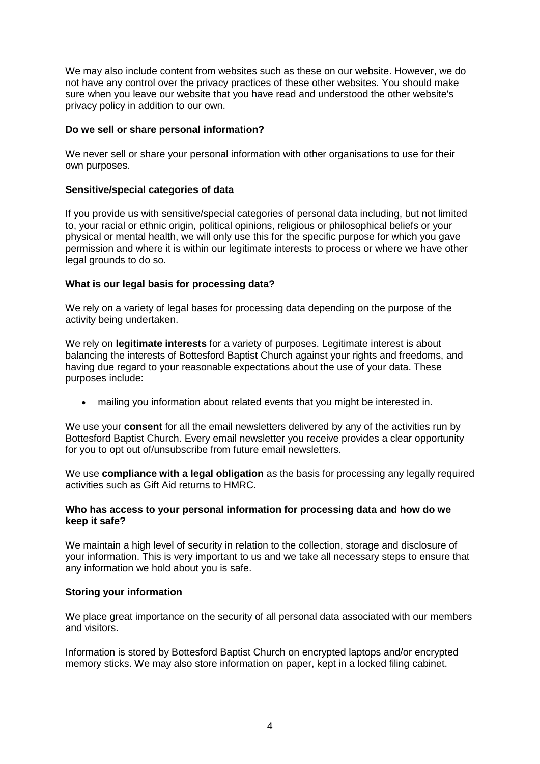We may also include content from websites such as these on our website. However, we do not have any control over the privacy practices of these other websites. You should make sure when you leave our website that you have read and understood the other website's privacy policy in addition to our own.

**Do we sell or share personal information?**

We never sell or share your personal information with other organisations to use for their own purposes.

**Sensitive/special categories of data**

If you provide us with sensitive/special categories of personal data including, but not limited to, your racial or ethnic origin, political opinions, religious or philosophical beliefs or your physical or mental health, we will only use this for the specific purpose for which you gave permission and where it is within our legitimate interests to process or where we have other legal grounds to do so.

**What is our legal basis for processing data?**

We rely on a variety of legal bases for processing data depending on the purpose of the activity being undertaken.

We rely on **legitimate interests** for a variety of purposes. Legitimate interest is about balancing the interests of Bottesford Baptist Church against your rights and freedoms, and having due regard to your reasonable expectations about the use of your data. These purposes include:

- mailing you information about related events that you might be interested in.

We use your **consent** for all the email newsletters delivered by any of the activities run by Bottesford Baptist Church. Every email newsletter you receive provides a clear opportunity for you to opt out of/unsubscribe from future email newsletters.

We use **compliance with a legal obligation** as the basis for processing any legally required activities such as Gift Aid returns to HMRC.

**Who has access to your personal information for processing data and how do we keep it safe?**

We maintain a high level of security in relation to the collection, storage and disclosure of your information. This is very important to us and we take all necessary steps to ensure that any information we hold about you is safe.

**Storing your information**

We place great importance on the security of all personal data associated with our members and visitors.

Information is stored by Bottesford Baptist Church on encrypted laptops and/or encrypted memory sticks. We may also store information on paper, kept in a locked filing cabinet.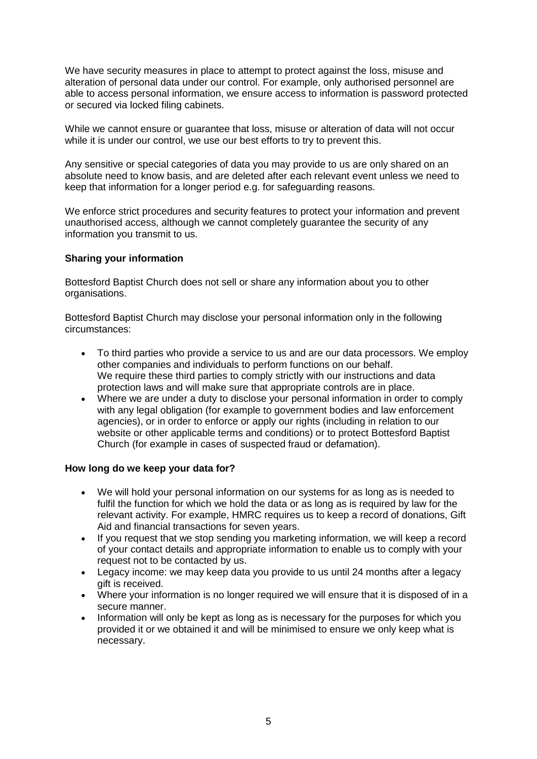We have security measures in place to attempt to protect against the loss, misuse and alteration of personal data under our control. For example, only authorised personnel are able to access personal information, we ensure access to information is password protected or secured via locked filing cabinets.

While we cannot ensure or guarantee that loss, misuse or alteration of data will not occur while it is under our control, we use our best efforts to try to prevent this.

Any sensitive or special categories of data you may provide to us are only shared on an absolute need to know basis, and are deleted after each relevant event unless we need to keep that information for a longer period e.g. for safeguarding reasons.

We enforce strict procedures and security features to protect your information and prevent unauthorised access, although we cannot completely guarantee the security of any information you transmit to us.

**Sharing your information**

Bottesford Baptist Church does not sell or share any information about you to other organisations.

Bottesford Baptist Church may disclose your personal information only in the following circumstances:

- To third parties who provide a service to us and are our data processors. We employ other companies and individuals to perform functions on our behalf. We require these third parties to comply strictly with our instructions and data protection laws and will make sure that appropriate controls are in place.
- Where we are under a duty to disclose your personal information in order to comply with any legal obligation (for example to government bodies and law enforcement agencies), or in order to enforce or apply our rights (including in relation to our website or other applicable terms and conditions) or to protect Bottesford Baptist Church (for example in cases of suspected fraud or defamation).

**How long do we keep your data for?**

- We will hold your personal information on our systems for as long as is needed to fulfil the function for which we hold the data or as long as is required by law for the relevant activity. For example, HMRC requires us to keep a record of donations, Gift Aid and financial transactions for seven years.
- If you request that we stop sending you marketing information, we will keep a record of your contact details and appropriate information to enable us to comply with your request not to be contacted by us.
- Legacy income: we may keep data you provide to us until 24 months after a legacy gift is received.
- Where your information is no longer required we will ensure that it is disposed of in a secure manner.
- Information will only be kept as long as is necessary for the purposes for which you provided it or we obtained it and will be minimised to ensure we only keep what is necessary.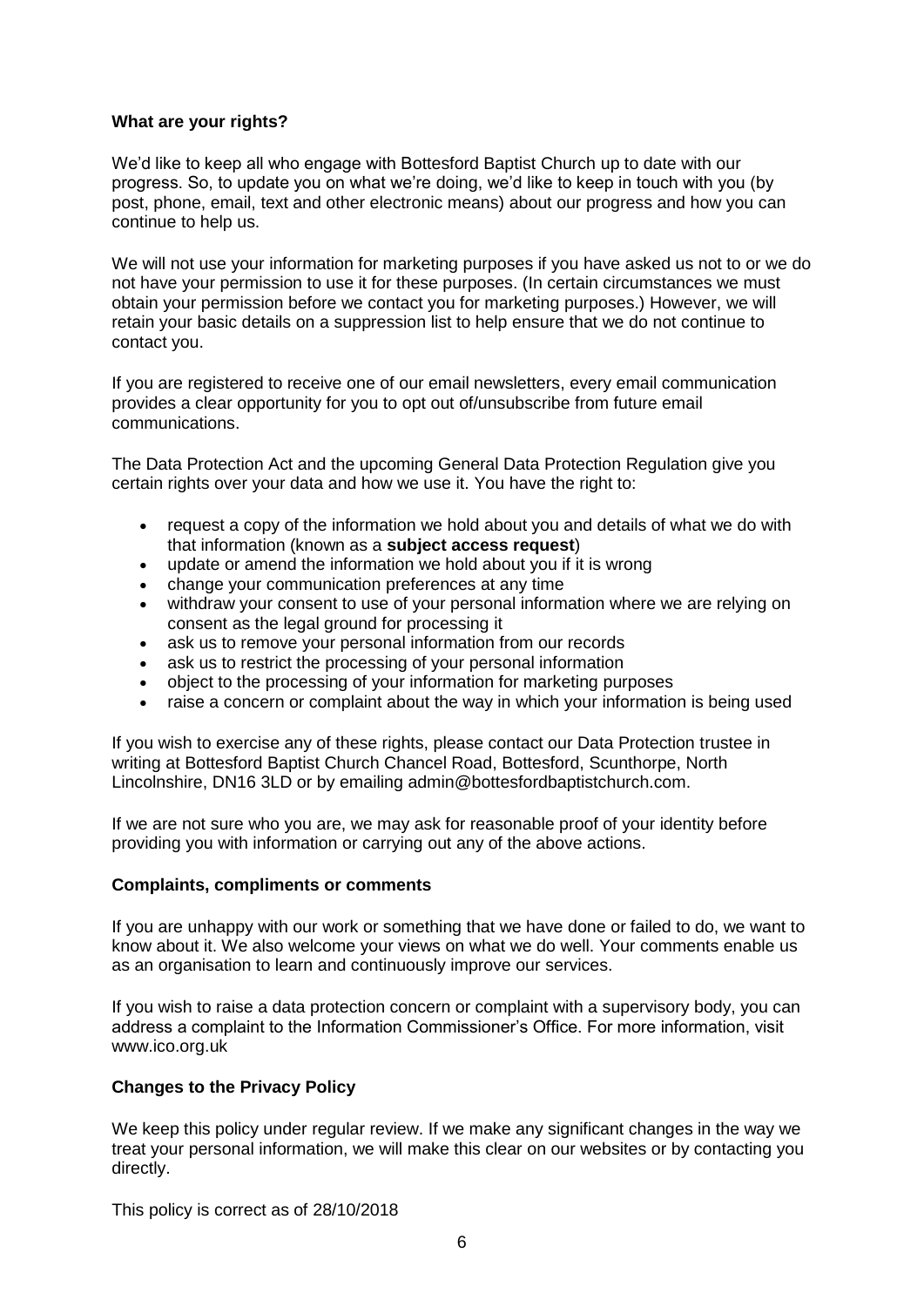**What are your rights?**

We'd like to keep all who engage with Bottesford Baptist Church up to date with our progress. So, to update you on what we're doing, we'd like to keep in touch with you (by post, phone, email, text and other electronic means) about our progress and how you can continue to help us.

We will not use your information for marketing purposes if you have asked us not to or we do not have your permission to use it for these purposes. (In certain circumstances we must obtain your permission before we contact you for marketing purposes.) However, we will retain your basic details on a suppression list to help ensure that we do not continue to contact you.

If you are registered to receive one of our email newsletters, every email communication provides a clear opportunity for you to opt out of/unsubscribe from future email communications.

The Data Protection Act and the upcoming General Data Protection Regulation give you certain rights over your data and how we use it. You have the right to:

- request a copy of the information we hold about you and details of what we do with that information (known as a **subject access request**)
- update or amend the information we hold about you if it is wrong
- change your communication preferences at any time
- withdraw your consent to use of your personal information where we are relying on consent as the legal ground for processing it
- ask us to remove your personal information from our records
- ask us to restrict the processing of your personal information
- object to the processing of your information for marketing purposes
- raise a concern or complaint about the way in which your information is being used

If you wish to exercise any of these rights, please contact our Data Protection trustee in writing at Bottesford Baptist Church Chancel Road, Bottesford, Scunthorpe, North Lincolnshire, DN16 3LD or by emailing admin@bottesfordbaptistchurch.com.

If we are not sure who you are, we may ask for reasonable proof of your identity before providing you with information or carrying out any of the above actions.

**Complaints, compliments or comments**

If you are unhappy with our work or something that we have done or failed to do, we want to know about it. We also welcome your views on what we do well. Your comments enable us as an organisation to learn and continuously improve our services.

If you wish to raise a data protection concern or complaint with a supervisory body, you can address a complaint to the Information Commissioner's Office. For more information, visit www.ico.org.uk

**Changes to the Privacy Policy**

We keep this policy under regular review. If we make any significant changes in the way we treat your personal information, we will make this clear on our websites or by contacting you directly.

This policy is correct as of 28/10/2018